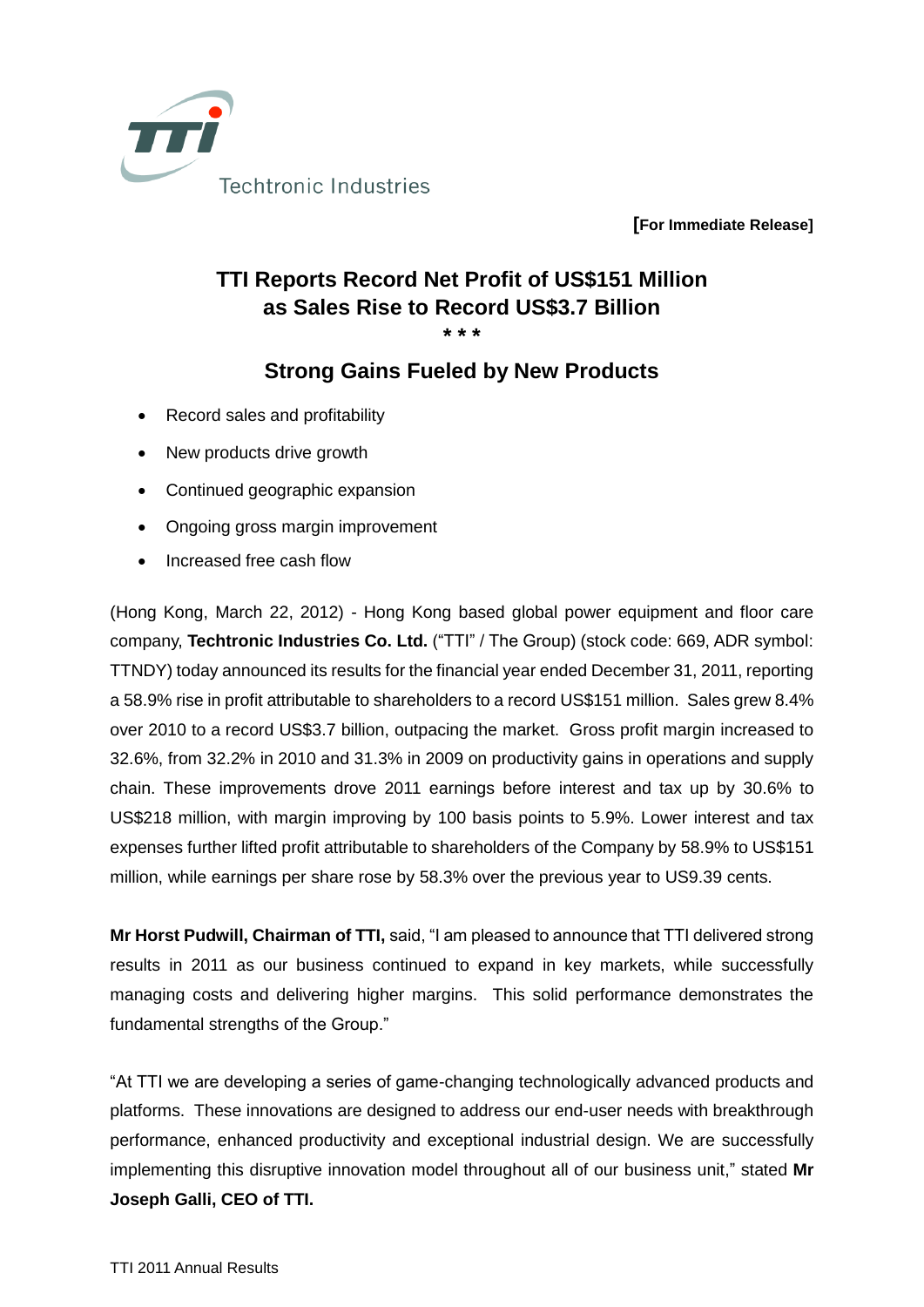Techtronic Industries

**[For Immediate Release]**

# TTI Reports Record Net Profit of US$151 Million as Sales Rise to Record US$3.7 Billion

\* \* \*

## Strong Gains Fueled by New Products

- Record sales and profitability
- New products drive growth
- Continued geographic expansion
- Ongoing gross margin improvement
- Increased free cash flow

(Hong Kong, March 22, 2012) - Hong Kong based global power equipment and floor care company, **Techtronic Industries Co. Ltd.** ("TTI" / The Group) (stock code: 669, ADR symbol: TTNDY) today announced its results for the financial year ended December 31, 2011, reporting a 58.9% rise in profit attributable to shareholders to a record US$151 million. Sales grew 8.4% over 2010 to a record US$3.7 billion, outpacing the market. Gross profit margin increased to 32.6%, from 32.2% in 2010 and 31.3% in 2009 on productivity gains in operations and supply chain. These improvements drove 2011 earnings before interest and tax up by 30.6% to US$218 million, with margin improving by 100 basis points to 5.9%. Lower interest and tax expenses further lifted profit attributable to shareholders of the Company by 58.9% to US$151 million, while earnings per share rose by 58.3% over the previous year to US9.39 cents.

**Mr Horst Pudwill, Chairman of TTI,** said, "I am pleased to announce that TTI delivered strong results in 2011 as our business continued to expand in key markets, while successfully managing costs and delivering higher margins. This solid performance demonstrates the fundamental strengths of the Group."

"At TTI we are developing a series of game-changing technologically advanced products and platforms. These innovations are designed to address our end-user needs with breakthrough performance, enhanced productivity and exceptional industrial design. We are successfully implementing this disruptive innovation model throughout all of our business unit," stated **Mr Joseph Galli, CEO of TTI.**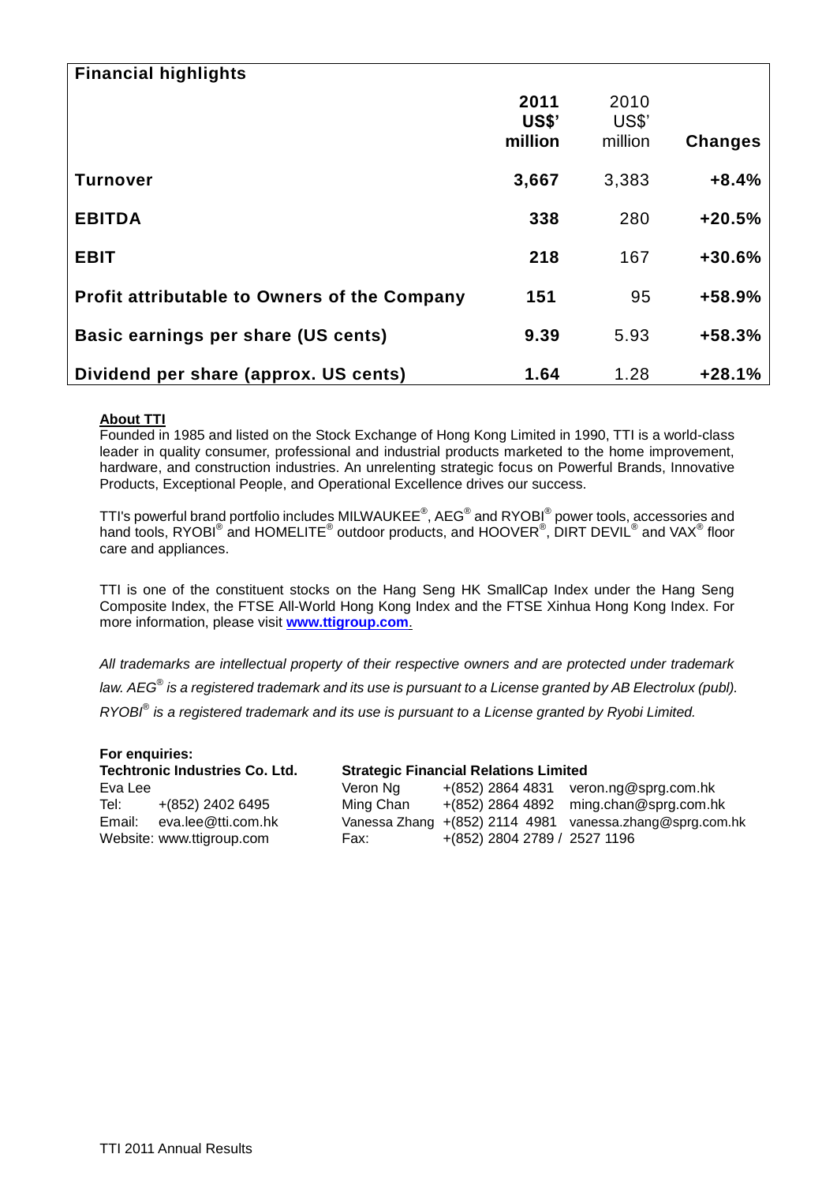## Financial highlights

| | 2011 US$' million | 2010 US$' million | Changes |
|---|---|---|---|
| **Turnover** | **3,667** | 3,383 | **+8.4%** |
| **EBITDA** | **338** | 280 | **+20.5%** |
| **EBIT** | **218** | 167 | **+30.6%** |
| **Profit attributable to Owners of the Company** | **151** | 95 | **+58.9%** |
| **Basic earnings per share (US cents)** | **9.39** | 5.93 | **+58.3%** |
| **Dividend per share (approx. US cents)** | **1.64** | 1.28 | **+28.1%** |

**About TTI**

Founded in 1985 and listed on the Stock Exchange of Hong Kong Limited in 1990, TTI is a world-class leader in quality consumer, professional and industrial products marketed to the home improvement, hardware, and construction industries. An unrelenting strategic focus on Powerful Brands, Innovative Products, Exceptional People, and Operational Excellence drives our success.

TTI's powerful brand portfolio includes MILWAUKEE®, AEG® and RYOBI® power tools, accessories and hand tools, RYOBI® and HOMELITE® outdoor products, and HOOVER®, DIRT DEVIL® and VAX® floor care and appliances.

TTI is one of the constituent stocks on the Hang Seng HK SmallCap Index under the Hang Seng Composite Index, the FTSE All-World Hong Kong Index and the FTSE Xinhua Hong Kong Index. For more information, please visit **www.ttigroup.com**.

*All trademarks are intellectual property of their respective owners and are protected under trademark law. AEG® is a registered trademark and its use is pursuant to a License granted by AB Electrolux (publ). RYOBI® is a registered trademark and its use is pursuant to a License granted by Ryobi Limited.*

**For enquiries:**

**Techtronic Industries Co. Ltd.**
Eva Lee
Tel: +(852) 2402 6495
Email: eva.lee@tti.com.hk
Website: www.ttigroup.com

**Strategic Financial Relations Limited**

| | | |
|---|---|---|
| Veron Ng | +(852) 2864 4831 | veron.ng@sprg.com.hk |
| Ming Chan | +(852) 2864 4892 | ming.chan@sprg.com.hk |
| Vanessa Zhang | +(852) 2114 4981 | vanessa.zhang@sprg.com.hk |
| Fax: | +(852) 2804 2789 / 2527 1196 | |